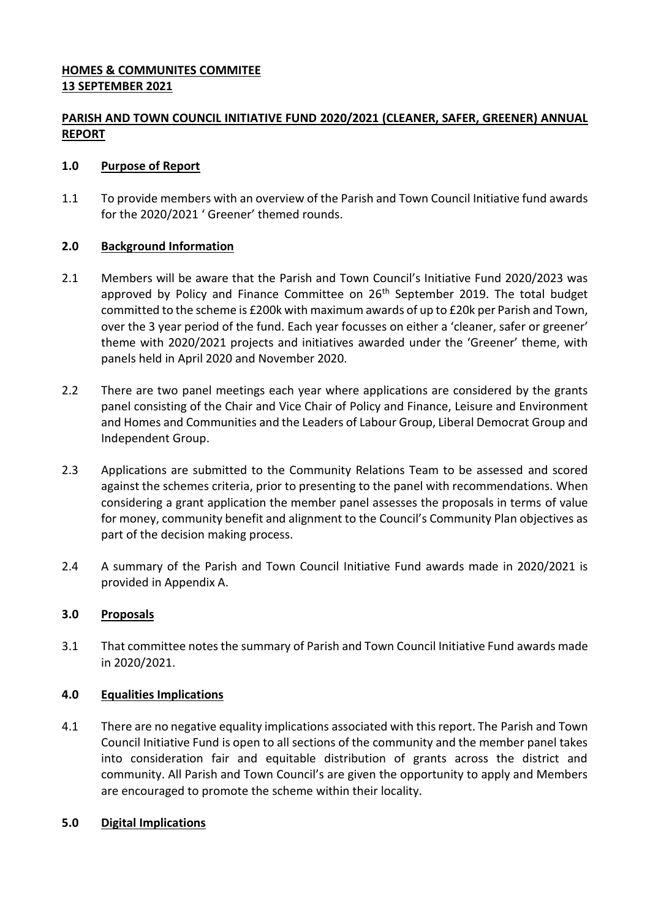**HOMES & COMMUNITES COMMITEE**
**13 SEPTEMBER 2021**

**PARISH AND TOWN COUNCIL INITIATIVE FUND 2020/2021 (CLEANER, SAFER, GREENER) ANNUAL REPORT**

## 1.0 Purpose of Report

1.1 To provide members with an overview of the Parish and Town Council Initiative fund awards for the 2020/2021 ' Greener' themed rounds.

## 2.0 Background Information

2.1 Members will be aware that the Parish and Town Council's Initiative Fund 2020/2023 was approved by Policy and Finance Committee on 26th September 2019. The total budget committed to the scheme is £200k with maximum awards of up to £20k per Parish and Town, over the 3 year period of the fund. Each year focusses on either a 'cleaner, safer or greener' theme with 2020/2021 projects and initiatives awarded under the 'Greener' theme, with panels held in April 2020 and November 2020.

2.2 There are two panel meetings each year where applications are considered by the grants panel consisting of the Chair and Vice Chair of Policy and Finance, Leisure and Environment and Homes and Communities and the Leaders of Labour Group, Liberal Democrat Group and Independent Group.

2.3 Applications are submitted to the Community Relations Team to be assessed and scored against the schemes criteria, prior to presenting to the panel with recommendations. When considering a grant application the member panel assesses the proposals in terms of value for money, community benefit and alignment to the Council's Community Plan objectives as part of the decision making process.

2.4 A summary of the Parish and Town Council Initiative Fund awards made in 2020/2021 is provided in Appendix A.

## 3.0 Proposals

3.1 That committee notes the summary of Parish and Town Council Initiative Fund awards made in 2020/2021.

## 4.0 Equalities Implications

4.1 There are no negative equality implications associated with this report. The Parish and Town Council Initiative Fund is open to all sections of the community and the member panel takes into consideration fair and equitable distribution of grants across the district and community. All Parish and Town Council's are given the opportunity to apply and Members are encouraged to promote the scheme within their locality.

## 5.0 Digital Implications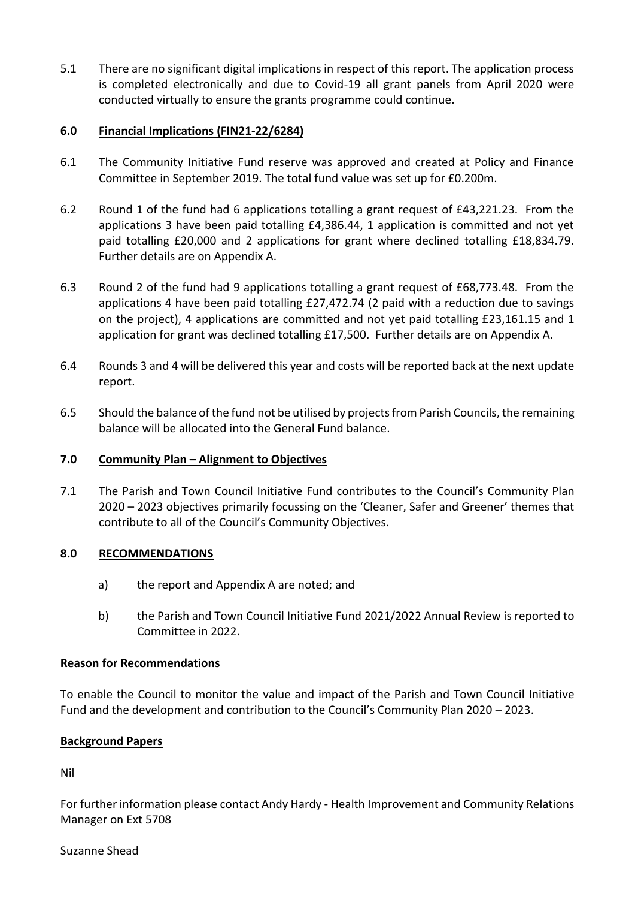5.1 There are no significant digital implications in respect of this report. The application process is completed electronically and due to Covid-19 all grant panels from April 2020 were conducted virtually to ensure the grants programme could continue.

## 6.0 Financial Implications (FIN21-22/6284)

6.1 The Community Initiative Fund reserve was approved and created at Policy and Finance Committee in September 2019. The total fund value was set up for £0.200m.

6.2 Round 1 of the fund had 6 applications totalling a grant request of £43,221.23. From the applications 3 have been paid totalling £4,386.44, 1 application is committed and not yet paid totalling £20,000 and 2 applications for grant where declined totalling £18,834.79. Further details are on Appendix A.

6.3 Round 2 of the fund had 9 applications totalling a grant request of £68,773.48. From the applications 4 have been paid totalling £27,472.74 (2 paid with a reduction due to savings on the project), 4 applications are committed and not yet paid totalling £23,161.15 and 1 application for grant was declined totalling £17,500. Further details are on Appendix A.

6.4 Rounds 3 and 4 will be delivered this year and costs will be reported back at the next update report.

6.5 Should the balance of the fund not be utilised by projects from Parish Councils, the remaining balance will be allocated into the General Fund balance.

## 7.0 Community Plan – Alignment to Objectives

7.1 The Parish and Town Council Initiative Fund contributes to the Council's Community Plan 2020 – 2023 objectives primarily focussing on the 'Cleaner, Safer and Greener' themes that contribute to all of the Council's Community Objectives.

## 8.0 RECOMMENDATIONS

a) the report and Appendix A are noted; and

b) the Parish and Town Council Initiative Fund 2021/2022 Annual Review is reported to Committee in 2022.

**Reason for Recommendations**

To enable the Council to monitor the value and impact of the Parish and Town Council Initiative Fund and the development and contribution to the Council's Community Plan 2020 – 2023.

**Background Papers**

Nil

For further information please contact Andy Hardy - Health Improvement and Community Relations Manager on Ext 5708

Suzanne Shead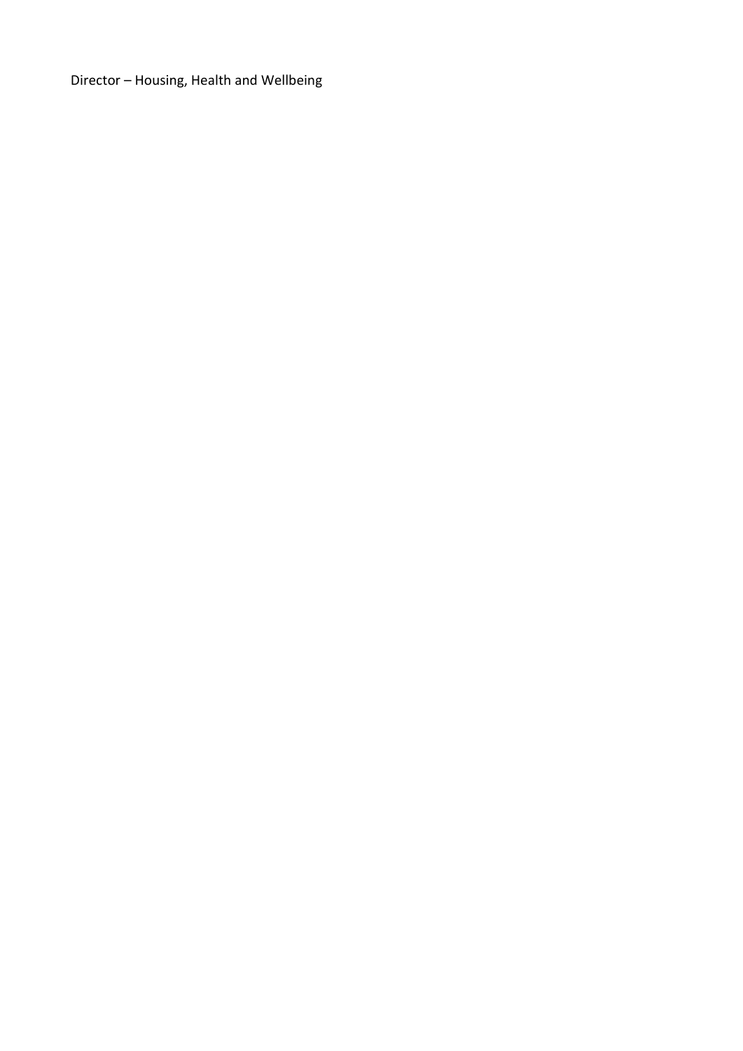Director – Housing, Health and Wellbeing